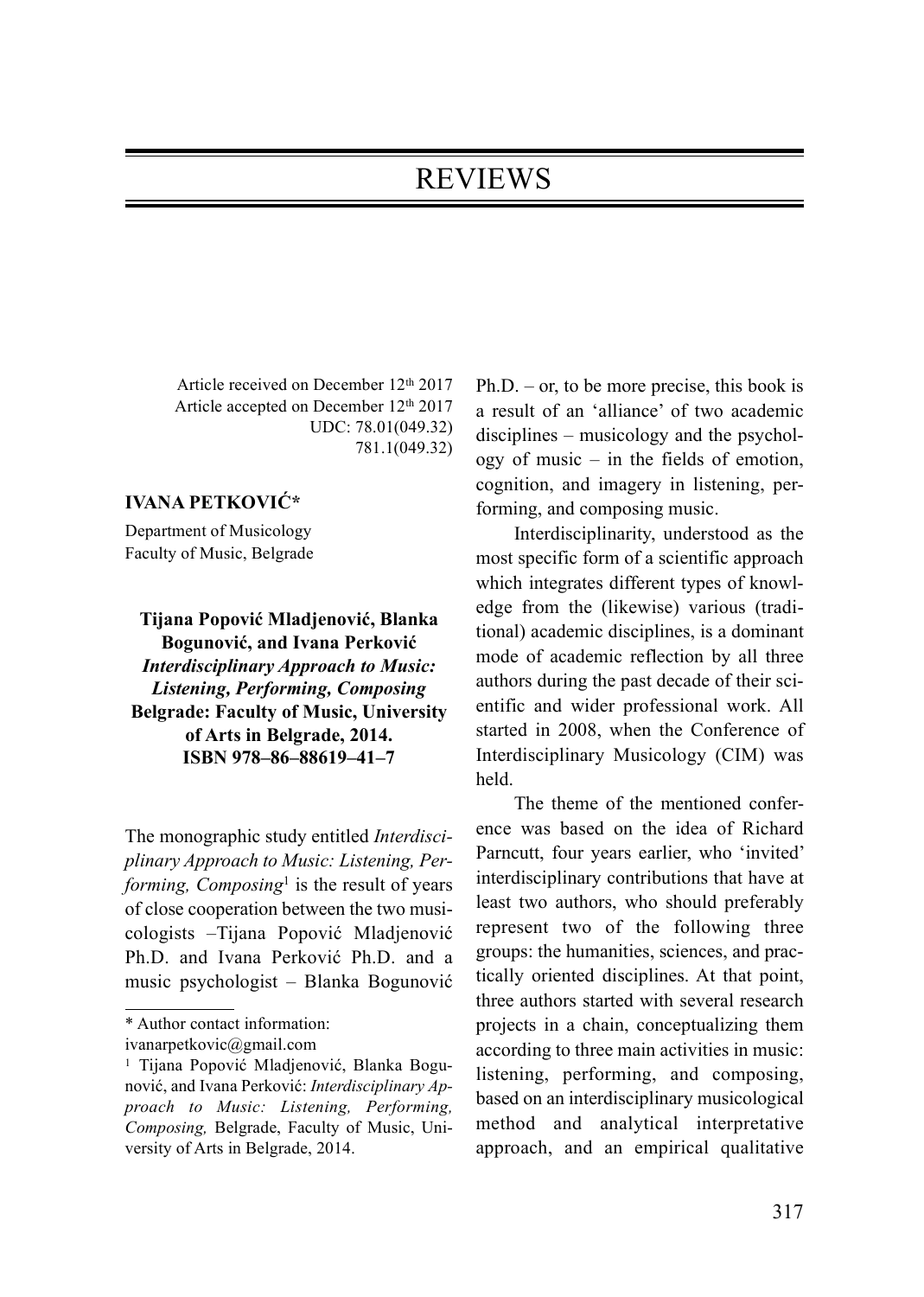# REVIEWS

Article received on December 12th 2017
Article accepted on December 12th 2017
UDC: 78.01(049.32)
781.1(049.32)

**IVANA PETKOVIĆ***

Department of Musicology
Faculty of Music, Belgrade

**Tijana Popović Mladjenović, Blanka Bogunović, and Ivana Perković**
***Interdisciplinary Approach to Music: Listening, Performing, Composing***
**Belgrade: Faculty of Music, University of Arts in Belgrade, 2014.**
**ISBN 978–86–88619–41–7**

The monographic study entitled *Interdisciplinary Approach to Music: Listening, Performing, Composing*[1] is the result of years of close cooperation between the two musicologists –Tijana Popović Mladjenović Ph.D. and Ivana Perković Ph.D. and a music psychologist – Blanka Bogunović Ph.D. – or, to be more precise, this book is a result of an 'alliance' of two academic disciplines – musicology and the psychology of music – in the fields of emotion, cognition, and imagery in listening, performing, and composing music.

Interdisciplinarity, understood as the most specific form of a scientific approach which integrates different types of knowledge from the (likewise) various (traditional) academic disciplines, is a dominant mode of academic reflection by all three authors during the past decade of their scientific and wider professional work. All started in 2008, when the Conference of Interdisciplinary Musicology (CIM) was held.

The theme of the mentioned conference was based on the idea of Richard Parncutt, four years earlier, who 'invited' interdisciplinary contributions that have at least two authors, who should preferably represent two of the following three groups: the humanities, sciences, and practically oriented disciplines. At that point, three authors started with several research projects in a chain, conceptualizing them according to three main activities in music: listening, performing, and composing, based on an interdisciplinary musicological method and analytical interpretative approach, and an empirical qualitative

---

\* Author contact information: ivanarpetkovic@gmail.com

[1] Tijana Popović Mladjenović, Blanka Bogunović, and Ivana Perković: *Interdisciplinary Approach to Music: Listening, Performing, Composing,* Belgrade, Faculty of Music, University of Arts in Belgrade, 2014.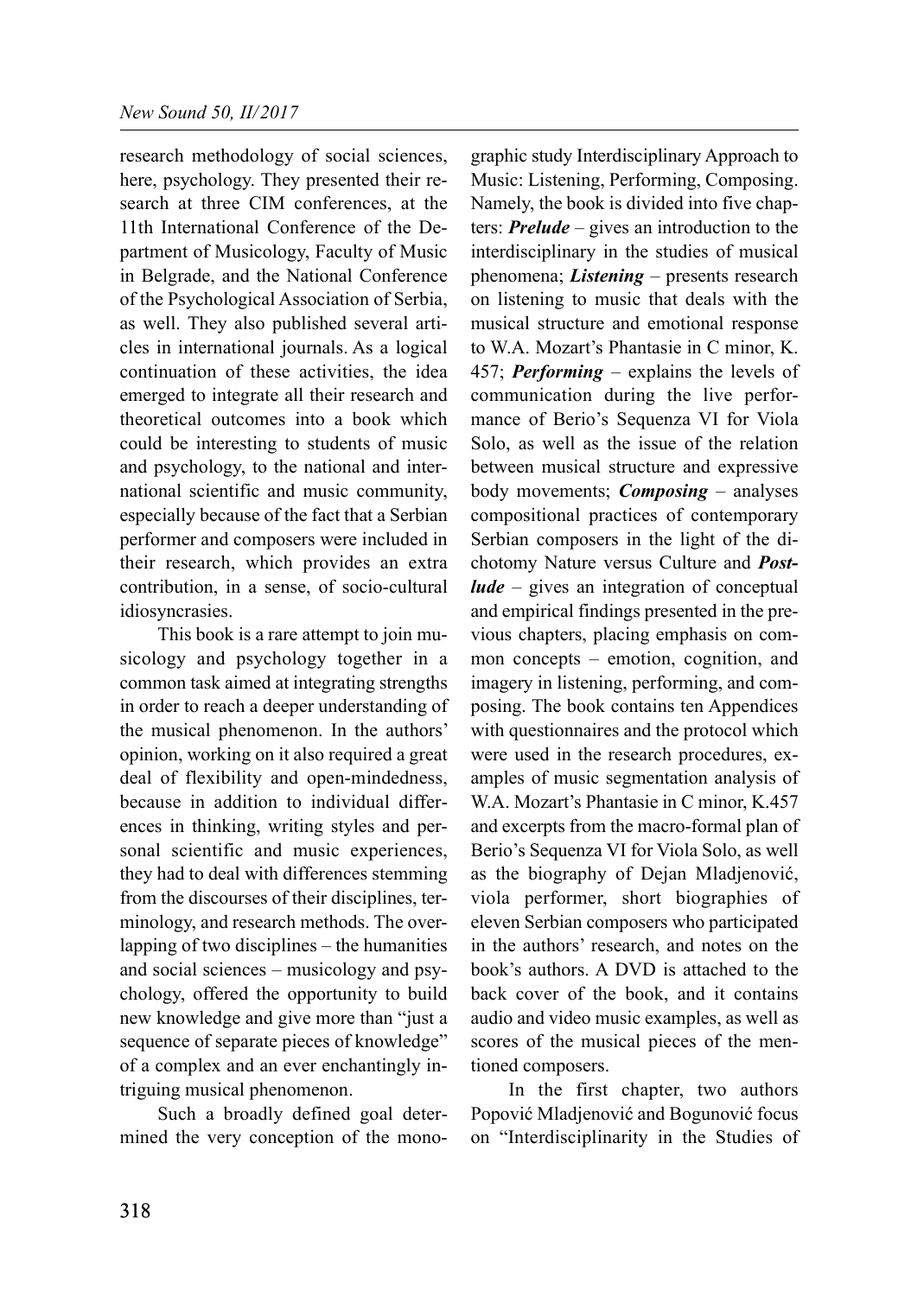research methodology of social sciences, here, psychology. They presented their research at three CIM conferences, at the 11th International Conference of the Department of Musicology, Faculty of Music in Belgrade, and the National Conference of the Psychological Association of Serbia, as well. They also published several articles in international journals. As a logical continuation of these activities, the idea emerged to integrate all their research and theoretical outcomes into a book which could be interesting to students of music and psychology, to the national and international scientific and music community, especially because of the fact that a Serbian performer and composers were included in their research, which provides an extra contribution, in a sense, of socio-cultural idiosyncrasies.

This book is a rare attempt to join musicology and psychology together in a common task aimed at integrating strengths in order to reach a deeper understanding of the musical phenomenon. In the authors' opinion, working on it also required a great deal of flexibility and open-mindedness, because in addition to individual differences in thinking, writing styles and personal scientific and music experiences, they had to deal with differences stemming from the discourses of their disciplines, terminology, and research methods. The overlapping of two disciplines – the humanities and social sciences – musicology and psychology, offered the opportunity to build new knowledge and give more than "just a sequence of separate pieces of knowledge" of a complex and an ever enchantingly intriguing musical phenomenon.

Such a broadly defined goal determined the very conception of the monographic study Interdisciplinary Approach to Music: Listening, Performing, Composing. Namely, the book is divided into five chapters: ***Prelude*** – gives an introduction to the interdisciplinary in the studies of musical phenomena; ***Listening*** – presents research on listening to music that deals with the musical structure and emotional response to W.A. Mozart's Phantasie in C minor, K. 457; ***Performing*** – explains the levels of communication during the live performance of Berio's Sequenza VI for Viola Solo, as well as the issue of the relation between musical structure and expressive body movements; ***Composing*** – analyses compositional practices of contemporary Serbian composers in the light of the dichotomy Nature versus Culture and ***Postlude*** – gives an integration of conceptual and empirical findings presented in the previous chapters, placing emphasis on common concepts – emotion, cognition, and imagery in listening, performing, and composing. The book contains ten Appendices with questionnaires and the protocol which were used in the research procedures, examples of music segmentation analysis of W.A. Mozart's Phantasie in C minor, K.457 and excerpts from the macro-formal plan of Berio's Sequenza VI for Viola Solo, as well as the biography of Dejan Mladjenović, viola performer, short biographies of eleven Serbian composers who participated in the authors' research, and notes on the book's authors. A DVD is attached to the back cover of the book, and it contains audio and video music examples, as well as scores of the musical pieces of the mentioned composers.

In the first chapter, two authors Popović Mladjenović and Bogunović focus on "Interdisciplinarity in the Studies of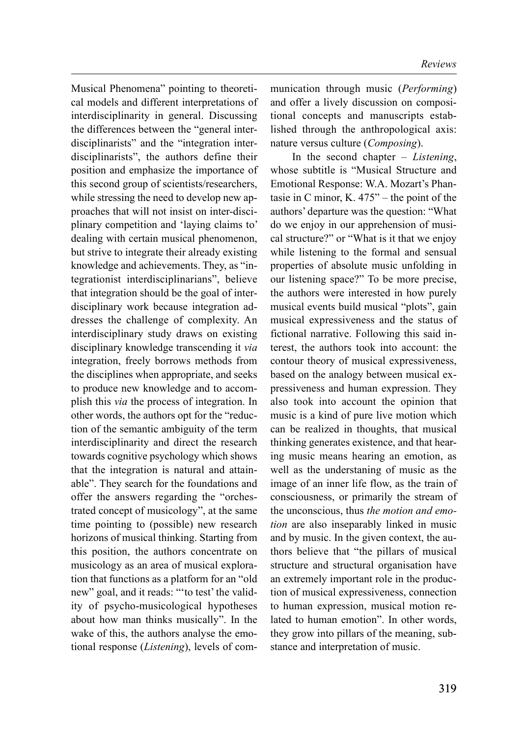Musical Phenomena" pointing to theoretical models and different interpretations of interdisciplinarity in general. Discussing the differences between the "general interdisciplinarists" and the "integration interdisciplinarists", the authors define their position and emphasize the importance of this second group of scientists/researchers, while stressing the need to develop new approaches that will not insist on inter-disciplinary competition and 'laying claims to' dealing with certain musical phenomenon, but strive to integrate their already existing knowledge and achievements. They, as "integrationist interdisciplinarians", believe that integration should be the goal of interdisciplinary work because integration addresses the challenge of complexity. An interdisciplinary study draws on existing disciplinary knowledge transcending it *via* integration, freely borrows methods from the disciplines when appropriate, and seeks to produce new knowledge and to accomplish this *via* the process of integration. In other words, the authors opt for the "reduction of the semantic ambiguity of the term interdisciplinarity and direct the research towards cognitive psychology which shows that the integration is natural and attainable". They search for the foundations and offer the answers regarding the "orchestrated concept of musicology", at the same time pointing to (possible) new research horizons of musical thinking. Starting from this position, the authors concentrate on musicology as an area of musical exploration that functions as a platform for an "old new" goal, and it reads: "'to test' the validity of psycho-musicological hypotheses about how man thinks musically". In the wake of this, the authors analyse the emotional response (*Listening*), levels of communication through music (*Performing*) and offer a lively discussion on compositional concepts and manuscripts established through the anthropological axis: nature versus culture (*Composing*).

In the second chapter – *Listening*, whose subtitle is "Musical Structure and Emotional Response: W.A. Mozart's Phantasie in C minor, K. 475" – the point of the authors' departure was the question: "What do we enjoy in our apprehension of musical structure?" or "What is it that we enjoy while listening to the formal and sensual properties of absolute music unfolding in our listening space?" To be more precise, the authors were interested in how purely musical events build musical "plots", gain musical expressiveness and the status of fictional narrative. Following this said interest, the authors took into account: the contour theory of musical expressiveness, based on the analogy between musical expressiveness and human expression. They also took into account the opinion that music is a kind of pure live motion which can be realized in thoughts, that musical thinking generates existence, and that hearing music means hearing an emotion, as well as the understaning of music as the image of an inner life flow, as the train of consciousness, or primarily the stream of the unconscious, thus *the motion and emotion* are also inseparably linked in music and by music. In the given context, the authors believe that "the pillars of musical structure and structural organisation have an extremely important role in the production of musical expressiveness, connection to human expression, musical motion related to human emotion". In other words, they grow into pillars of the meaning, substance and interpretation of music.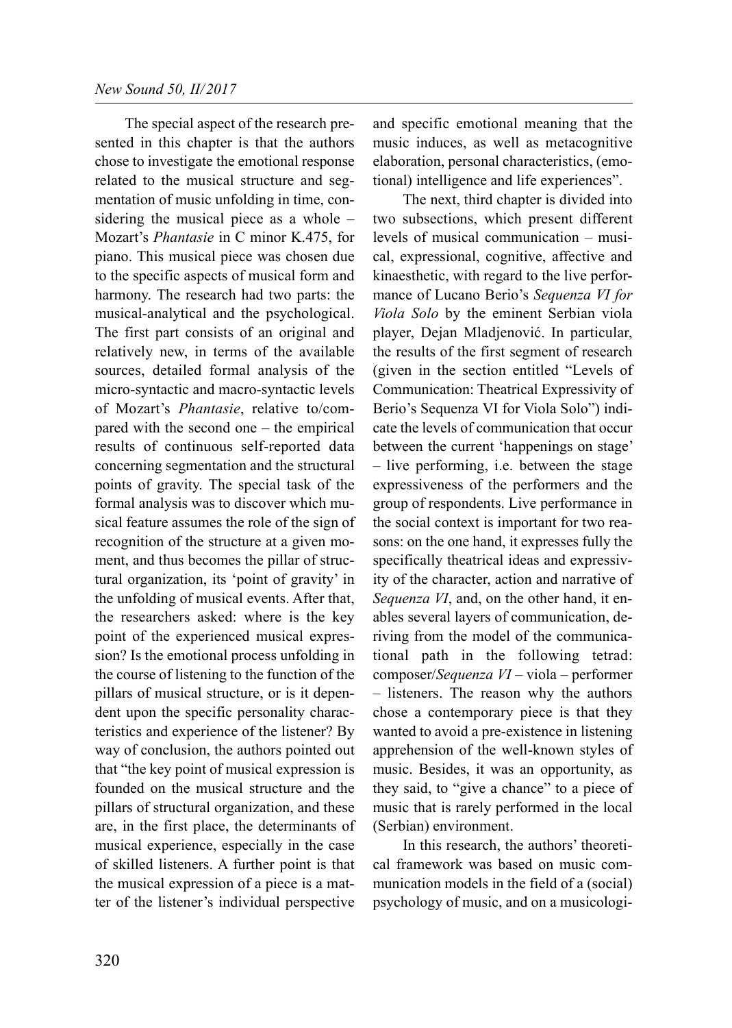The special aspect of the research presented in this chapter is that the authors chose to investigate the emotional response related to the musical structure and segmentation of music unfolding in time, considering the musical piece as a whole – Mozart's *Phantasie* in C minor K.475, for piano. This musical piece was chosen due to the specific aspects of musical form and harmony. The research had two parts: the musical-analytical and the psychological. The first part consists of an original and relatively new, in terms of the available sources, detailed formal analysis of the micro-syntactic and macro-syntactic levels of Mozart's *Phantasie*, relative to/compared with the second one – the empirical results of continuous self-reported data concerning segmentation and the structural points of gravity. The special task of the formal analysis was to discover which musical feature assumes the role of the sign of recognition of the structure at a given moment, and thus becomes the pillar of structural organization, its 'point of gravity' in the unfolding of musical events. After that, the researchers asked: where is the key point of the experienced musical expression? Is the emotional process unfolding in the course of listening to the function of the pillars of musical structure, or is it dependent upon the specific personality characteristics and experience of the listener? By way of conclusion, the authors pointed out that "the key point of musical expression is founded on the musical structure and the pillars of structural organization, and these are, in the first place, the determinants of musical experience, especially in the case of skilled listeners. A further point is that the musical expression of a piece is a matter of the listener's individual perspective and specific emotional meaning that the music induces, as well as metacognitive elaboration, personal characteristics, (emotional) intelligence and life experiences".

The next, third chapter is divided into two subsections, which present different levels of musical communication – musical, expressional, cognitive, affective and kinaesthetic, with regard to the live performance of Lucano Berio's *Sequenza VI for Viola Solo* by the eminent Serbian viola player, Dejan Mladjenović. In particular, the results of the first segment of research (given in the section entitled "Levels of Communication: Theatrical Expressivity of Berio's Sequenza VI for Viola Solo") indicate the levels of communication that occur between the current 'happenings on stage' – live performing, i.e. between the stage expressiveness of the performers and the group of respondents. Live performance in the social context is important for two reasons: on the one hand, it expresses fully the specifically theatrical ideas and expressivity of the character, action and narrative of *Sequenza VI*, and, on the other hand, it enables several layers of communication, deriving from the model of the communicational path in the following tetrad: composer/*Sequenza VI* – viola – performer – listeners. The reason why the authors chose a contemporary piece is that they wanted to avoid a pre-existence in listening apprehension of the well-known styles of music. Besides, it was an opportunity, as they said, to "give a chance" to a piece of music that is rarely performed in the local (Serbian) environment.

In this research, the authors' theoretical framework was based on music communication models in the field of a (social) psychology of music, and on a musicologi-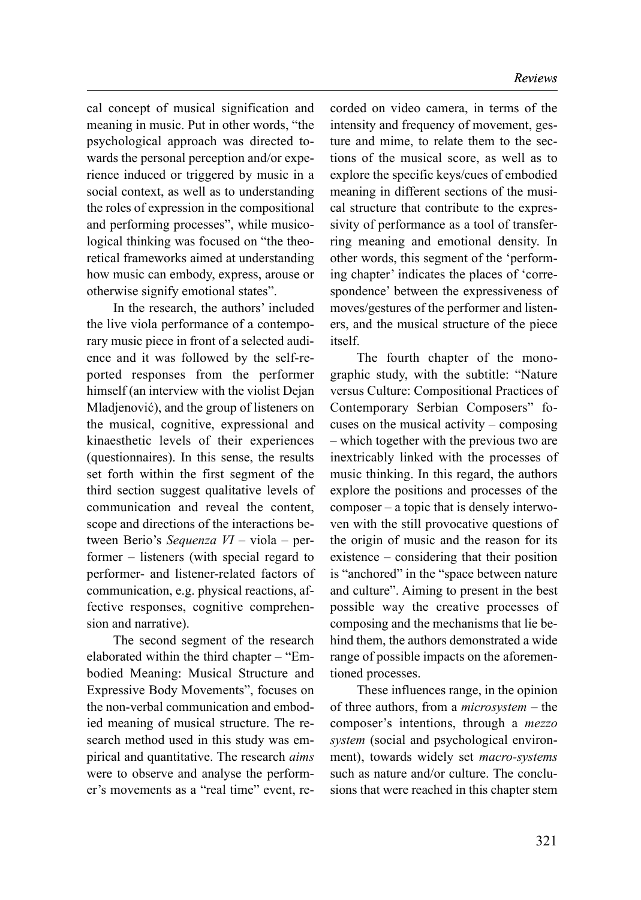cal concept of musical signification and meaning in music. Put in other words, "the psychological approach was directed towards the personal perception and/or experience induced or triggered by music in a social context, as well as to understanding the roles of expression in the compositional and performing processes", while musicological thinking was focused on "the theoretical frameworks aimed at understanding how music can embody, express, arouse or otherwise signify emotional states".

In the research, the authors' included the live viola performance of a contemporary music piece in front of a selected audience and it was followed by the self-reported responses from the performer himself (an interview with the violist Dejan Mladjenović), and the group of listeners on the musical, cognitive, expressional and kinaesthetic levels of their experiences (questionnaires). In this sense, the results set forth within the first segment of the third section suggest qualitative levels of communication and reveal the content, scope and directions of the interactions between Berio's *Sequenza VI* – viola – performer – listeners (with special regard to performer- and listener-related factors of communication, e.g. physical reactions, affective responses, cognitive comprehension and narrative).

The second segment of the research elaborated within the third chapter – "Embodied Meaning: Musical Structure and Expressive Body Movements", focuses on the non-verbal communication and embodied meaning of musical structure. The research method used in this study was empirical and quantitative. The research *aims* were to observe and analyse the performer's movements as a "real time" event, recorded on video camera, in terms of the intensity and frequency of movement, gesture and mime, to relate them to the sections of the musical score, as well as to explore the specific keys/cues of embodied meaning in different sections of the musical structure that contribute to the expressivity of performance as a tool of transferring meaning and emotional density. In other words, this segment of the 'performing chapter' indicates the places of 'correspondence' between the expressiveness of moves/gestures of the performer and listeners, and the musical structure of the piece itself.

The fourth chapter of the monographic study, with the subtitle: "Nature versus Culture: Compositional Practices of Contemporary Serbian Composers" focuses on the musical activity – composing – which together with the previous two are inextricably linked with the processes of music thinking. In this regard, the authors explore the positions and processes of the composer – a topic that is densely interwoven with the still provocative questions of the origin of music and the reason for its existence – considering that their position is "anchored" in the "space between nature and culture". Aiming to present in the best possible way the creative processes of composing and the mechanisms that lie behind them, the authors demonstrated a wide range of possible impacts on the aforementioned processes.

These influences range, in the opinion of three authors, from a *microsystem* – the composer's intentions, through a *mezzo system* (social and psychological environment), towards widely set *macro-systems* such as nature and/or culture. The conclusions that were reached in this chapter stem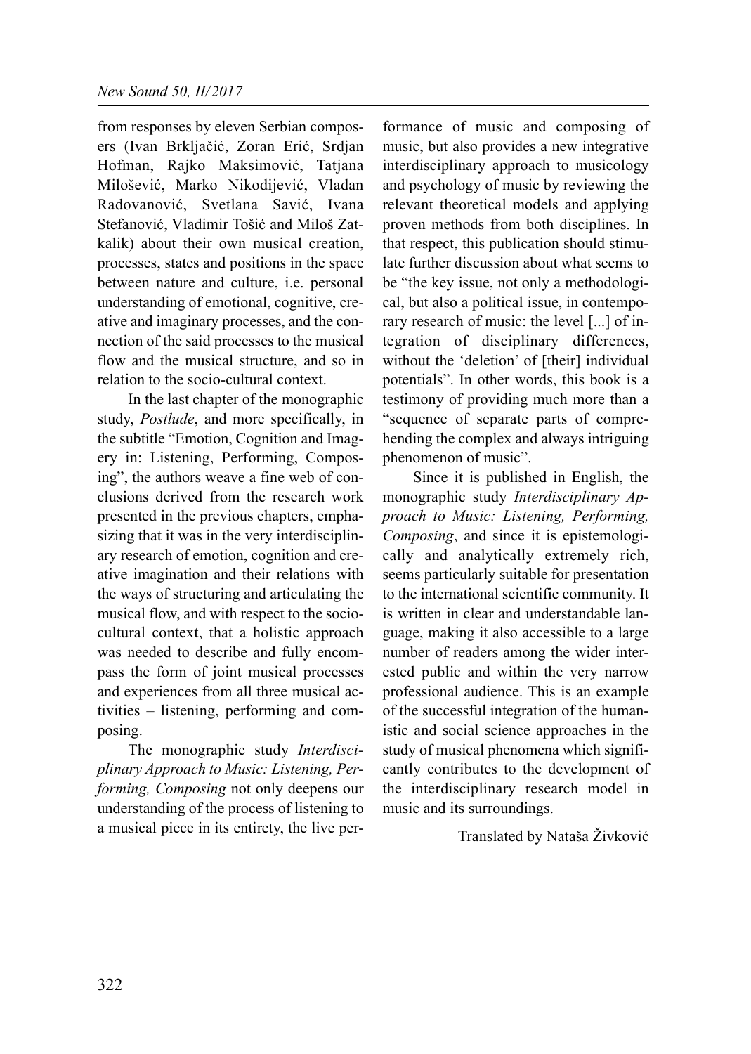from responses by eleven Serbian composers (Ivan Brkljačić, Zoran Erić, Srdjan Hofman, Rajko Maksimović, Tatjana Milošević, Marko Nikodijević, Vladan Radovanović, Svetlana Savić, Ivana Stefanović, Vladimir Tošić and Miloš Zatkalik) about their own musical creation, processes, states and positions in the space between nature and culture, i.e. personal understanding of emotional, cognitive, creative and imaginary processes, and the connection of the said processes to the musical flow and the musical structure, and so in relation to the socio-cultural context.

In the last chapter of the monographic study, *Postlude*, and more specifically, in the subtitle "Emotion, Cognition and Imagery in: Listening, Performing, Composing", the authors weave a fine web of conclusions derived from the research work presented in the previous chapters, emphasizing that it was in the very interdisciplinary research of emotion, cognition and creative imagination and their relations with the ways of structuring and articulating the musical flow, and with respect to the sociocultural context, that a holistic approach was needed to describe and fully encompass the form of joint musical processes and experiences from all three musical activities – listening, performing and composing.

The monographic study *Interdisciplinary Approach to Music: Listening, Performing, Composing* not only deepens our understanding of the process of listening to a musical piece in its entirety, the live performance of music and composing of music, but also provides a new integrative interdisciplinary approach to musicology and psychology of music by reviewing the relevant theoretical models and applying proven methods from both disciplines. In that respect, this publication should stimulate further discussion about what seems to be "the key issue, not only a methodological, but also a political issue, in contemporary research of music: the level [...] of integration of disciplinary differences, without the 'deletion' of [their] individual potentials". In other words, this book is a testimony of providing much more than a "sequence of separate parts of comprehending the complex and always intriguing phenomenon of music".

Since it is published in English, the monographic study *Interdisciplinary Approach to Music: Listening, Performing, Composing*, and since it is epistemologically and analytically extremely rich, seems particularly suitable for presentation to the international scientific community. It is written in clear and understandable language, making it also accessible to a large number of readers among the wider interested public and within the very narrow professional audience. This is an example of the successful integration of the humanistic and social science approaches in the study of musical phenomena which significantly contributes to the development of the interdisciplinary research model in music and its surroundings.

Translated by Nataša Živković